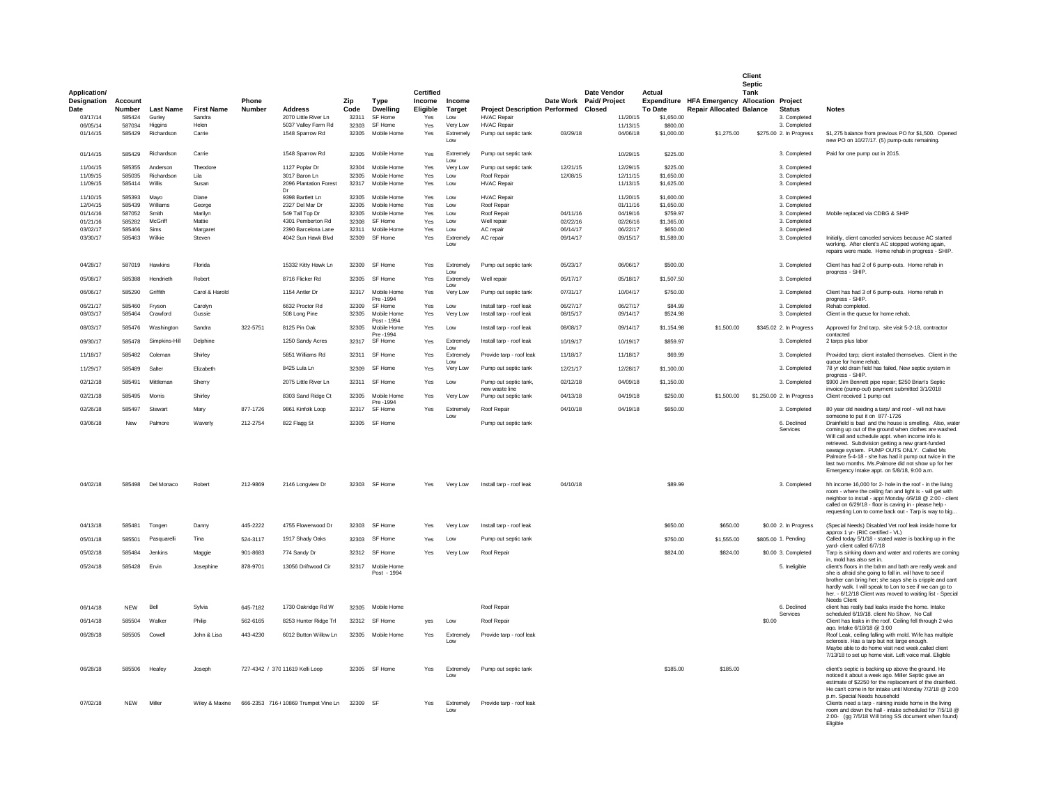| Application/ Designation Date | Account Number | Last Name | First Name | Phone Number | Address | Zip Code | Type Dwelling | Certified Income Eligible | Income Target | Project Description | Date Work Performed | Date Vendor Paid/ Project Closed | Actual Expenditure To Date | HFA Emergency Repair Allocated | Client Septic Tank Allocation Balance | Project Status | Notes |
|---|---|---|---|---|---|---|---|---|---|---|---|---|---|---|---|---|---|
| 03/17/14 | 585424 | Gurley | Sandra | | 2070 Little River Ln | 32311 | SF Home | Yes | Low | HVAC Repair | | 11/20/15 | $1,650.00 | | | 3. Completed | |
| 06/05/14 | 587034 | Higgins | Helen | | 5037 Valley Farm Rd | 32303 | SF Home | Yes | Very Low | HVAC Repair | | 11/13/15 | $800.00 | | | 3. Completed | |
| 01/14/15 | 585429 | Richardson | Carrie | | 1548 Sparrow Rd | 32305 | Mobile Home | Yes | Extremely Low | Pump out septic tank | 03/29/18 | 04/06/18 | $1,000.00 | $1,275.00 | $275.00 | 2. In Progress | $1,275 balance from previous PO for $1,500. Opened new PO on 10/27/17. (5) pump-outs remaining. |
| 01/14/15 | 585429 | Richardson | Carrie | | 1548 Sparrow Rd | 32305 | Mobile Home | Yes | Extremely Low | Pump out septic tank | | 10/29/15 | $225.00 | | | 3. Completed | Paid for one pump out in 2015. |
| 11/04/15 | 585355 | Anderson | Theodore | | 1127 Poplar Dr | 32304 | Mobile Home | Yes | Very Low | Pump out septic tank | 12/21/15 | 12/29/15 | $225.00 | | | 3. Completed | |
| 11/09/15 | 585035 | Richardson | Lila | | 3017 Baron Ln | 32305 | Mobile Home | Yes | Low | Roof Repair | 12/08/15 | 12/11/15 | $1,650.00 | | | 3. Completed | |
| 11/09/15 | 585414 | Willis | Susan | | 2096 Plantation Forest Dr | 32317 | Mobile Home | Yes | Low | HVAC Repair | | 11/13/15 | $1,625.00 | | | 3. Completed | |
| 11/10/15 | 585393 | Mayo | Diane | | 9398 Bartlett Ln | 32305 | Mobile Home | Yes | Low | HVAC Repair | | 11/20/15 | $1,600.00 | | | 3. Completed | |
| 12/04/15 | 585439 | Williams | George | | 2327 Del Mar Dr | 32305 | Mobile Home | Yes | Low | Roof Repair | | 01/11/16 | $1,650.00 | | | 3. Completed | |
| 01/14/16 | 587052 | Smith | Marilyn | | 549 Tall Top Dr | 32305 | Mobile Home | Yes | Low | Roof Repair | 04/11/16 | 04/19/16 | $759.97 | | | 3. Completed | Mobile replaced via CDBG & SHIP |
| 01/21/16 | 585282 | McGriff | Mattie | | 4301 Pemberton Rd | 32308 | SF Home | Yes | Low | Well repair | 02/22/16 | 02/26/16 | $1,365.00 | | | 3. Completed | |
| 03/02/17 | 585466 | Sims | Margaret | | 2390 Barcelona Lane | 32311 | Mobile Home | Yes | Low | AC repair | 06/14/17 | 06/22/17 | $650.00 | | | 3. Completed | |
| 03/30/17 | 585463 | Wilkie | Steven | | 4042 Sun Hawk Blvd | 32309 | SF Home | Yes | Extremely Low | AC repair | 09/14/17 | 09/15/17 | $1,589.00 | | | 3. Completed | Initially, client canceled services because AC started working. After client's AC stopped working again, repairs were made. Home rehab in progress - SHIP. |
| 04/28/17 | 587019 | Hawkins | Florida | | 15332 Kitty Hawk Ln | 32309 | SF Home | Yes | Extremely Low | Pump out septic tank | 05/23/17 | 06/06/17 | $500.00 | | | 3. Completed | Client has had 2 of 6 pump-outs. Home rehab in progress - SHIP. |
| 05/08/17 | 585388 | Hendrieth | Robert | | 8716 Flicker Rd | 32305 | SF Home | Yes | Extremely Low | Well repair | 05/17/17 | 05/18/17 | $1,507.50 | | | 3. Completed | |
| 06/06/17 | 585290 | Griffith | Carol & Harold | | 1154 Antler Dr | 32317 | Mobile Home Pre -1994 | Yes | Very Low | Pump out septic tank | 07/31/17 | 10/04/17 | $750.00 | | | 3. Completed | Client has had 3 of 6 pump-outs. Home rehab in progress - SHIP. |
| 06/21/17 | 585460 | Fryson | Carolyn | | 6632 Proctor Rd | 32309 | SF Home | Yes | Low | Install tarp - roof leak | 06/27/17 | 06/27/17 | $84.99 | | | 3. Completed | Rehab completed. |
| 08/03/17 | 585464 | Crawford | Gussie | | 508 Long Pine | 32305 | Mobile Home Post - 1994 | Yes | Very Low | Install tarp - roof leak | 08/15/17 | 09/14/17 | $524.98 | | | 3. Completed | Client in the queue for home rehab. |
| 08/03/17 | 585476 | Washington | Sandra | 322-5751 | 8125 Pin Oak | 32305 | Mobile Home Pre -1994 | Yes | Low | Install tarp - roof leak | 08/08/17 | 09/14/17 | $1,154.98 | $1,500.00 | $345.02 | 2. In Progress | Approved for 2nd tarp. site visit 5-2-18, contractor contacted |
| 09/30/17 | 585478 | Simpkins-Hill | Delphine | | 1250 Sandy Acres | 32317 | SF Home | Yes | Extremely Low | Install tarp - roof leak | 10/19/17 | 10/19/17 | $859.97 | | | 3. Completed | 2 tarps plus labor |
| 11/18/17 | 585482 | Coleman | Shirley | | 5851 Williams Rd | 32311 | SF Home | Yes | Extremely Low | Provide tarp - roof leak | 11/18/17 | 11/18/17 | $69.99 | | | 3. Completed | Provided tarp; client installed themselves. Client in the queue for home rehab. |
| 11/29/17 | 585489 | Salter | Elizabeth | | 8425 Lula Ln | 32309 | SF Home | Yes | Very Low | Pump out septic tank | 12/21/17 | 12/28/17 | $1,100.00 | | | 3. Completed | 78 yr old drain field has failed, New septic system in progress - SHIP. |
| 02/12/18 | 585491 | Mittleman | Sherry | | 2075 Little River Ln | 32311 | SF Home | Yes | Low | Pump out septic tank, new waste line | 02/12/18 | 04/09/18 | $1,150.00 | | | 3. Completed | $900 Jim Bennett pipe repair; $250 Brian's Septic invoice (pump-out) payment submitted 3/1/2018 |
| 02/21/18 | 585495 | Morris | Shirley | | 8303 Sand Ridge Ct | 32305 | Mobile Home Pre -1994 | Yes | Very Low | Pump out septic tank | 04/13/18 | 04/19/18 | $250.00 | $1,500.00 | $1,250.00 | 2. In Progress | Client received 1 pump out |
| 02/26/18 | 585497 | Stewart | Mary | 877-1726 | 9861 Kinfolk Loop | 32317 | SF Home | Yes | Extremely Low | Roof Repair | 04/10/18 | 04/19/18 | $650.00 | | | 3. Completed | 80 year old needing a tarp/ and roof - will not have someone to put it on 877-1726 |
| 03/06/18 | New | Palmore | Waverly | 212-2754 | 822 Flagg St | 32305 | SF Home | | | Pump out septic tank | | | | | | 6. Declined Services | Drainfield is bad and the house is smelling. Also, water coming up out of the ground when clothes are washed. Will call and schedule appt. when income info is retrieved. Subdivision getting a new grant-funded sewage system. PUMP OUTS ONLY. Called Ms Palmore 5-4-18 - she has had it pump out twice in the last two months. Ms.Palmore did not show up for her Emergency Intake appt. on 5/8/18, 9:00 a.m. |
| 04/02/18 | 585498 | Del Monaco | Robert | 212-9869 | 2146 Longview Dr | 32303 | SF Home | Yes | Very Low | Install tarp - roof leak | 04/10/18 | | $89.99 | | | 3. Completed | hh income 16,000 for 2- hole in the roof - in the living room - where the ceiling fan and light is - will get with neighbor to install - appt Monday 4/9/18 @ 2:00 - client called on 6/29/18 - floor is caving in - please help - requesting Lon to come back out - Tarp is way to big... |
| 04/13/18 | 585481 | Tongen | Danny | 445-2222 | 4755 Flowerwood Dr | 32303 | SF Home | Yes | Very Low | Install tarp - roof leak | | | $650.00 | $650.00 | $0.00 | 2. In Progress | (Special Needs) Disabled Vet roof leak inside home for approx 1 yr- (RIC certified - VL) |
| 05/01/18 | 585501 | Pasquarelli | Tina | 524-3117 | 1917 Shady Oaks | 32303 | SF Home | Yes | Low | Pump out septic tank | | | $750.00 | $1,555.00 | $805.00 | 1. Pending | Called today 5/1/18 - stated water is backing up in the yard- client called 6/7/18 |
| 05/02/18 | 585484 | Jenkins | Maggie | 901-8683 | 774 Sandy Dr | 32312 | SF Home | Yes | Very Low | Roof Repair | | | $824.00 | $824.00 | $0.00 | 3. Completed | Tarp is sinking down and water and rodents are coming in, mold has also set in. |
| 05/24/18 | 585428 | Ervin | Phyllis | 878-9701 | 13056 Driftwood Cir | 32317 | Mobile Home Post - 1994 | | | | | | | | | 5. Ineligible | client's floors in the bdrm and bath are really weak and she is afraid she going to fall in. will have to see if brother can bring her; she says she is cripple and cant hardly walk. I will speak to Lon to see if we can go to her. - 6/12/18 Client was moved to waiting list - Special Needs Client |
| 06/14/18 | NEW | Bell | Sylvia | 645-7182 | 1730 Oakridge Rd W | 32305 | Mobile Home | | | Roof Repair | | | | | | 6. Declined Services | client has really bad leaks inside the home. Intake scheduled 6/19/18. client No Show, No Call |
| 06/14/18 | 585504 | Walker | Philip | 562-6165 | 8253 Hunter Ridge Trl | 32312 | SF Home | yes | Low | Roof Repair | | | | | $0.00 | | Client has leaks in the roof. Ceiling fell through 2 wks ago. Intake 6/18/18 @ 3:00 |
| 06/28/18 | 585505 | Cowell | John & Lisa | 443-4230 | 6012 Button Willow Ln | 32305 | Mobile Home | Yes | Extremely Low | Provide tarp - roof leak | | | | | | | Roof Leak, ceiling falling with mold. Wife has multiple sclerosis. Has a tarp but not large enough. Maybe able to do home visit next week.called client 7/13/18 to set up home visit. Left voice mail. Eligible |
| 06/28/18 | 585506 | Heafey | Joseph | 727-4342 / 370 | 11619 Kelli Loop | 32305 | SF Home | Yes | Extremely Low | Pump out septic tank | | | $185.00 | $185.00 | | | client's septic is backing up above the ground. He noticed it about a week ago. Miller Septic gave an estimate of $2250 for the replacement of the drainfield. He can't come in for intake until Monday 7/2/18 @ 2:00 p.m. Special Needs household |
| 07/02/18 | NEW | Miller | Wiley & Maxine | 666-2353 716-( | 10869 Trumpet Vine Ln | 32309 | SF | Yes | Extremely Low | Provide tarp - roof leak | | | | | | | Clients need a tarp - raining inside home in the living room and down the hall - intake scheduled for 7/5/18 @ 2:00- (gg 7/5/18 Will bring SS document when found) Eligible |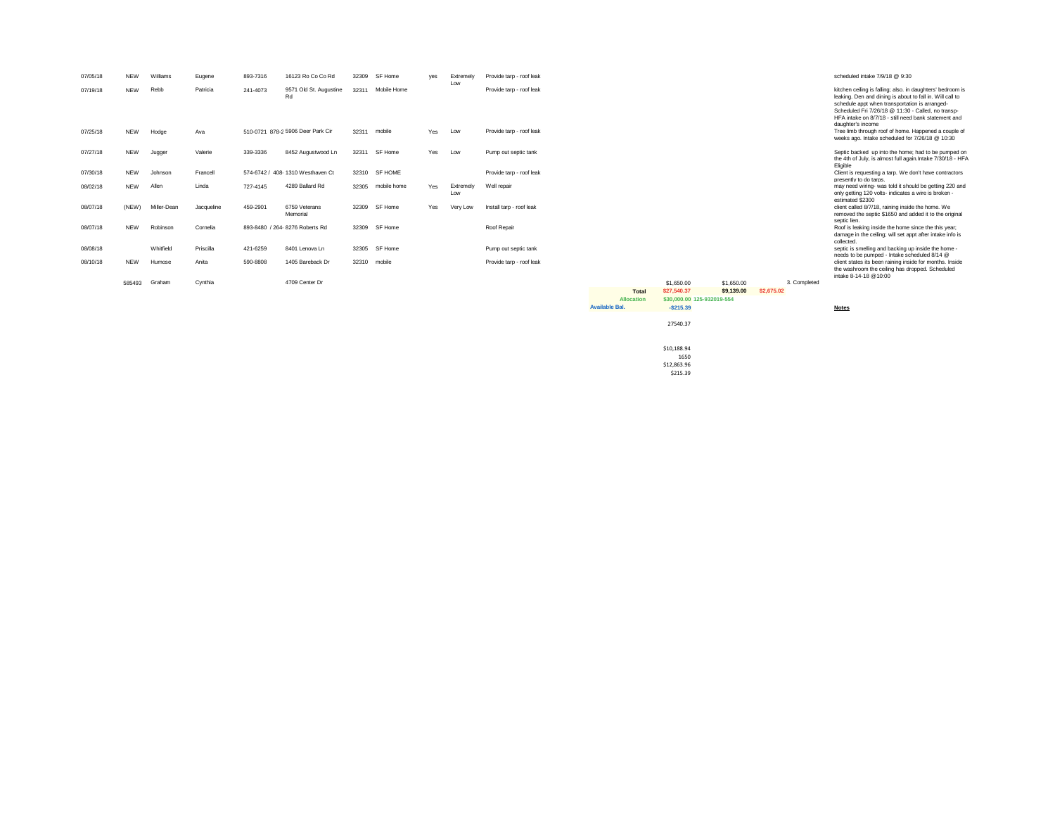| | | | | | | | | | | | | | | | |
|---|---|---|---|---|---|---|---|---|---|---|---|---|---|---|---|
| 07/05/18 | NEW | Williams | Eugene | 893-7316 | 16123 Ro Co Co Rd | 32309 | SF Home | yes | Extremely Low | Provide tarp - roof leak | | | | | scheduled intake 7/9/18 @ 9:30 |
| 07/19/18 | NEW | Rebb | Patricia | 241-4073 | 9571 Old St. Augustine Rd | 32311 | Mobile Home | | | Provide tarp - roof leak | | | | | kitchen ceiling is falling; also. in daughters' bedroom is leaking. Den and dining is about to fall in. Will call to schedule appt when transportation is arranged- Scheduled Fri 7/26/18 @ 11:30 - Called, no transp- HFA intake on 8/7/18 - still need bank statement and daughter's income |
| 07/25/18 | NEW | Hodge | Ava | 510-0721 878-2 | 5906 Deer Park Cir | 32311 | mobile | Yes | Low | Provide tarp - roof leak | | | | | Tree limb through roof of home. Happened a couple of weeks ago. Intake scheduled for 7/26/18 @ 10:30 |
| 07/27/18 | NEW | Jugger | Valerie | 339-3336 | 8452 Augustwood Ln | 32311 | SF Home | Yes | Low | Pump out septic tank | | | | | Septic backed up into the home; had to be pumped on the 4th of July, is almost full again.Intake 7/30/18 - HFA Eligible |
| 07/30/18 | NEW | Johnson | Francell | 574-6742 / 408- | 1310 Westhaven Ct | 32310 | SF HOME | | | Provide tarp - roof leak | | | | | Client is requesting a tarp. We don't have contractors presently to do tarps. |
| 08/02/18 | NEW | Allen | Linda | 727-4145 | 4289 Ballard Rd | 32305 | mobile home | Yes | Extremely Low | Well repair | | | | | may need wiring- was told it should be getting 220 and only getting 120 volts- indicates a wire is broken - estimated $2300 |
| 08/07/18 | (NEW) | Miller-Dean | Jacqueline | 459-2901 | 6759 Veterans Memorial | 32309 | SF Home | Yes | Very Low | Install tarp - roof leak | | | | | client called 8/7/18, raining inside the home. We removed the septic $1650 and added it to the original septic lien. |
| 08/07/18 | NEW | Robinson | Cornelia | 893-8480 / 264- | 8276 Roberts Rd | 32309 | SF Home | | | Roof Repair | | | | | Roof is leaking inside the home since the this year; damage in the ceiling; will set appt after intake info is collected. |
| 08/08/18 | | Whitfield | Priscilla | 421-6259 | 8401 Lenova Ln | 32305 | SF Home | | | Pump out septic tank | | | | | septic is smelling and backing up inside the home - needs to be pumped - Intake scheduled 8/14 @ |
| 08/10/18 | NEW | Humose | Anita | 590-8808 | 1405 Bareback Dr | 32310 | mobile | | | Provide tarp - roof leak | | | | | client states its been raining inside for months. Inside the washroom the ceiling has dropped. Scheduled intake 8-14-18 @10:00 |
| | 585493 | Graham | Cynthia | | 4709 Center Dr | | | | | | $1,650.00 | $1,650.00 | | 3. Completed | |
| | | | | | | | | | | **Total** | **$27,540.37** | **$9,139.00** | **$2,675.02** | | |
| | | | | | | | | | | **Allocation** | **$30,000.00** | **125-932019-554** | | | |
| | | | | | | | | | | **Available Bal.** | **-$215.39** | | | | **Notes** |

27540.37

$10,188.94
1650
$12,863.96
$215.39